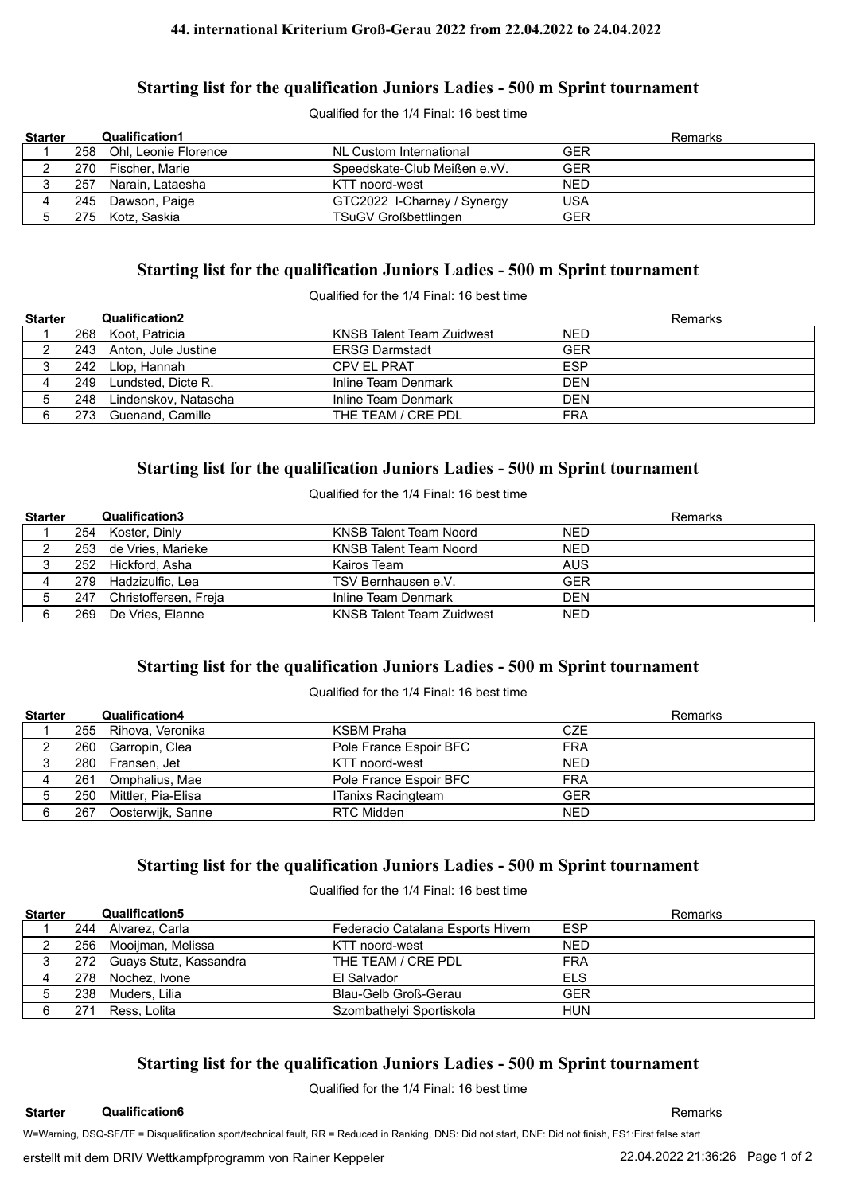# 44. international Kriterium Groß-Gerau 2022 from 22.04.2022 to 24.04.2022

## Starting list for the qualification Juniors Ladies - 500 m Sprint tournament

Qualified for the 1/4 Final: 16 best time

| Starter | Qualification1 | | | | Remarks |
|---|---|---|---|---|---|
| 1 | 258 | Ohl, Leonie Florence | NL Custom International | GER | |
| 2 | 270 | Fischer, Marie | Speedskate-Club Meißen e.vV. | GER | |
| 3 | 257 | Narain, Lataesha | KTT noord-west | NED | |
| 4 | 245 | Dawson, Paige | GTC2022 I-Charney / Synergy | USA | |
| 5 | 275 | Kotz, Saskia | TSuGV Großbettlingen | GER | |

## Starting list for the qualification Juniors Ladies - 500 m Sprint tournament

Qualified for the 1/4 Final: 16 best time

| Starter | Qualification2 | | | | Remarks |
|---|---|---|---|---|---|
| 1 | 268 | Koot, Patricia | KNSB Talent Team Zuidwest | NED | |
| 2 | 243 | Anton, Jule Justine | ERSG Darmstadt | GER | |
| 3 | 242 | Llop, Hannah | CPV EL PRAT | ESP | |
| 4 | 249 | Lundsted, Dicte R. | Inline Team Denmark | DEN | |
| 5 | 248 | Lindenskov, Natascha | Inline Team Denmark | DEN | |
| 6 | 273 | Guenand, Camille | THE TEAM / CRE PDL | FRA | |

## Starting list for the qualification Juniors Ladies - 500 m Sprint tournament

Qualified for the 1/4 Final: 16 best time

| Starter | Qualification3 | | | | Remarks |
|---|---|---|---|---|---|
| 1 | 254 | Koster, Dinly | KNSB Talent Team Noord | NED | |
| 2 | 253 | de Vries, Marieke | KNSB Talent Team Noord | NED | |
| 3 | 252 | Hickford, Asha | Kairos Team | AUS | |
| 4 | 279 | Hadzizulfic, Lea | TSV Bernhausen e.V. | GER | |
| 5 | 247 | Christoffersen, Freja | Inline Team Denmark | DEN | |
| 6 | 269 | De Vries, Elanne | KNSB Talent Team Zuidwest | NED | |

## Starting list for the qualification Juniors Ladies - 500 m Sprint tournament

Qualified for the 1/4 Final: 16 best time

| Starter | Qualification4 | | | | Remarks |
|---|---|---|---|---|---|
| 1 | 255 | Rihova, Veronika | KSBM Praha | CZE | |
| 2 | 260 | Garropin, Clea | Pole France Espoir BFC | FRA | |
| 3 | 280 | Fransen, Jet | KTT noord-west | NED | |
| 4 | 261 | Omphalius, Mae | Pole France Espoir BFC | FRA | |
| 5 | 250 | Mittler, Pia-Elisa | ITanixs Racingteam | GER | |
| 6 | 267 | Oosterwijk, Sanne | RTC Midden | NED | |

## Starting list for the qualification Juniors Ladies - 500 m Sprint tournament

Qualified for the 1/4 Final: 16 best time

| Starter | Qualification5 | | | | Remarks |
|---|---|---|---|---|---|
| 1 | 244 | Alvarez, Carla | Federacio Catalana Esports Hivern | ESP | |
| 2 | 256 | Mooijman, Melissa | KTT noord-west | NED | |
| 3 | 272 | Guays Stutz, Kassandra | THE TEAM / CRE PDL | FRA | |
| 4 | 278 | Nochez, Ivone | El Salvador | ELS | |
| 5 | 238 | Muders, Lilia | Blau-Gelb Groß-Gerau | GER | |
| 6 | 271 | Ress, Lolita | Szombathelyi Sportiskola | HUN | |

## Starting list for the qualification Juniors Ladies - 500 m Sprint tournament

Qualified for the 1/4 Final: 16 best time

| Starter | Qualification6 | Remarks |
|---|---|---|

W=Warning, DSQ-SF/TF = Disqualification sport/technical fault, RR = Reduced in Ranking, DNS: Did not start, DNF: Did not finish, FS1:First false start

erstellt mit dem DRIV Wettkampfprogramm von Rainer Keppeler — 22.04.2022 21:36:26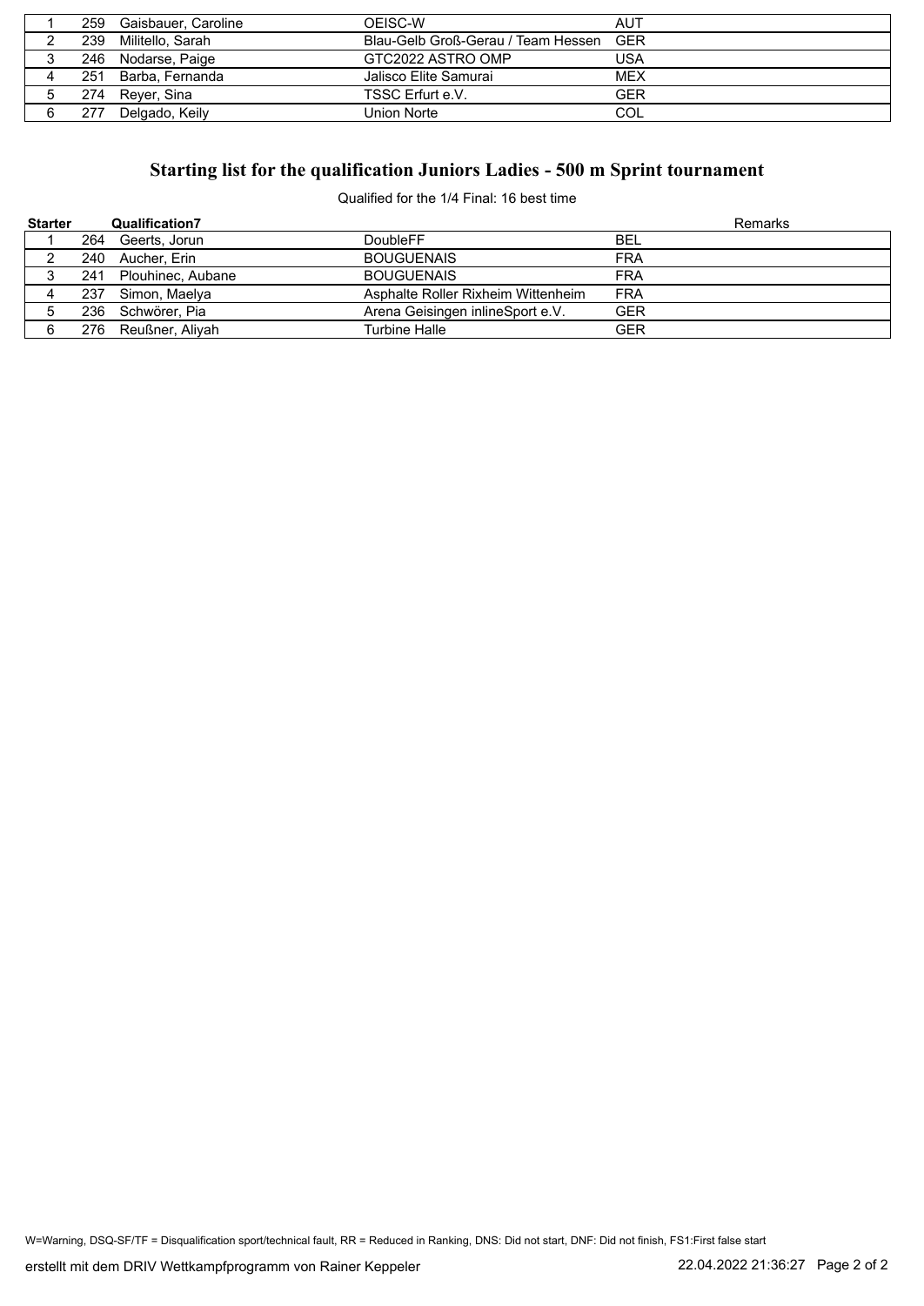| | | | | |
|---|---|---|---|---|
| 1 | 259 | Gaisbauer, Caroline | OEISC-W | AUT |
| 2 | 239 | Militello, Sarah | Blau-Gelb Groß-Gerau / Team Hessen | GER |
| 3 | 246 | Nodarse, Paige | GTC2022 ASTRO OMP | USA |
| 4 | 251 | Barba, Fernanda | Jalisco Elite Samurai | MEX |
| 5 | 274 | Reyer, Sina | TSSC Erfurt e.V. | GER |
| 6 | 277 | Delgado, Keily | Union Norte | COL |

## Starting list for the qualification Juniors Ladies - 500 m Sprint tournament

Qualified for the 1/4 Final: 16 best time

| Starter | | Qualification7 | | | Remarks |
|---|---|---|---|---|---|
| 1 | 264 | Geerts, Jorun | DoubleFF | BEL | |
| 2 | 240 | Aucher, Erin | BOUGUENAIS | FRA | |
| 3 | 241 | Plouhinec, Aubane | BOUGUENAIS | FRA | |
| 4 | 237 | Simon, Maelya | Asphalte Roller Rixheim Wittenheim | FRA | |
| 5 | 236 | Schwörer, Pia | Arena Geisingen inlineSport e.V. | GER | |
| 6 | 276 | Reußner, Aliyah | Turbine Halle | GER | |

W=Warning, DSQ-SF/TF = Disqualification sport/technical fault, RR = Reduced in Ranking, DNS: Did not start, DNF: Did not finish, FS1:First false start

erstellt mit dem DRIV Wettkampfprogramm von Rainer Keppeler 22.04.2022 21:36:27